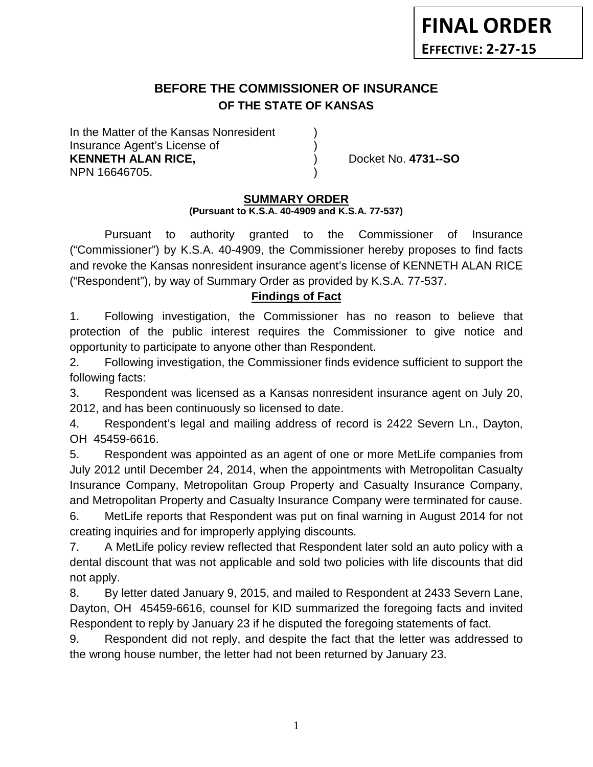**FINAL ORDER**
**EFFECTIVE: 2-27-15**

# BEFORE THE COMMISSIONER OF INSURANCE
## OF THE STATE OF KANSAS

| | | |
|---|---|---|
| In the Matter of the Kansas Nonresident | ) | |
| Insurance Agent's License of | ) | |
| **KENNETH ALAN RICE,** | ) | Docket No. **4731--SO** |
| NPN 16646705. | ) | |

## SUMMARY ORDER
**(Pursuant to K.S.A. 40-4909 and K.S.A. 77-537)**

Pursuant to authority granted to the Commissioner of Insurance ("Commissioner") by K.S.A. 40-4909, the Commissioner hereby proposes to find facts and revoke the Kansas nonresident insurance agent's license of KENNETH ALAN RICE ("Respondent"), by way of Summary Order as provided by K.S.A. 77-537.

### Findings of Fact

1. Following investigation, the Commissioner has no reason to believe that protection of the public interest requires the Commissioner to give notice and opportunity to participate to anyone other than Respondent.

2. Following investigation, the Commissioner finds evidence sufficient to support the following facts:

3. Respondent was licensed as a Kansas nonresident insurance agent on July 20, 2012, and has been continuously so licensed to date.

4. Respondent's legal and mailing address of record is 2422 Severn Ln., Dayton, OH 45459-6616.

5. Respondent was appointed as an agent of one or more MetLife companies from July 2012 until December 24, 2014, when the appointments with Metropolitan Casualty Insurance Company, Metropolitan Group Property and Casualty Insurance Company, and Metropolitan Property and Casualty Insurance Company were terminated for cause.

6. MetLife reports that Respondent was put on final warning in August 2014 for not creating inquiries and for improperly applying discounts.

7. A MetLife policy review reflected that Respondent later sold an auto policy with a dental discount that was not applicable and sold two policies with life discounts that did not apply.

8. By letter dated January 9, 2015, and mailed to Respondent at 2433 Severn Lane, Dayton, OH 45459-6616, counsel for KID summarized the foregoing facts and invited Respondent to reply by January 23 if he disputed the foregoing statements of fact.

9. Respondent did not reply, and despite the fact that the letter was addressed to the wrong house number, the letter had not been returned by January 23.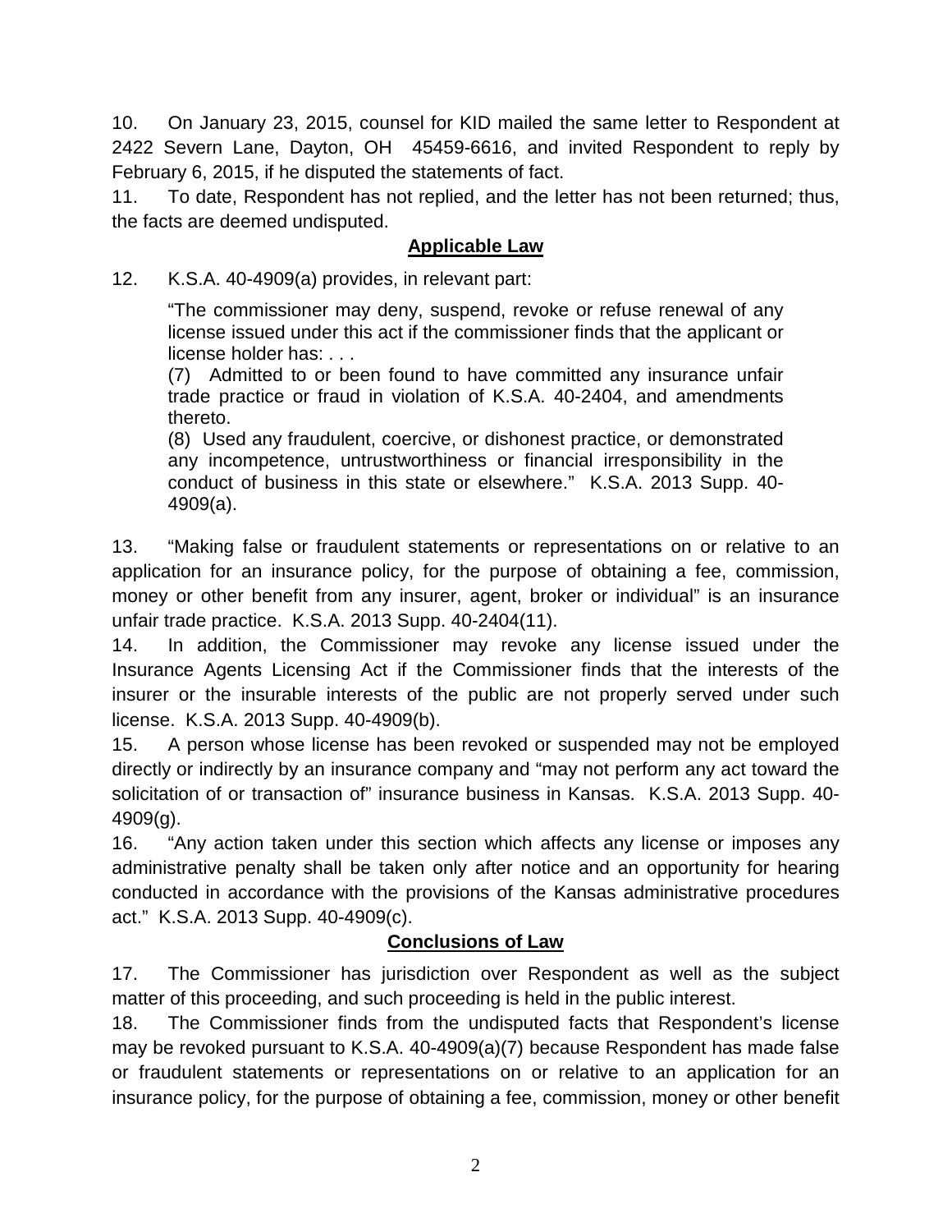10. On January 23, 2015, counsel for KID mailed the same letter to Respondent at 2422 Severn Lane, Dayton, OH 45459-6616, and invited Respondent to reply by February 6, 2015, if he disputed the statements of fact.

11. To date, Respondent has not replied, and the letter has not been returned; thus, the facts are deemed undisputed.

## Applicable Law

12. K.S.A. 40-4909(a) provides, in relevant part:

> "The commissioner may deny, suspend, revoke or refuse renewal of any license issued under this act if the commissioner finds that the applicant or license holder has: . . .
>
> (7) Admitted to or been found to have committed any insurance unfair trade practice or fraud in violation of K.S.A. 40-2404, and amendments thereto.
>
> (8) Used any fraudulent, coercive, or dishonest practice, or demonstrated any incompetence, untrustworthiness or financial irresponsibility in the conduct of business in this state or elsewhere." K.S.A. 2013 Supp. 40-4909(a).

13. "Making false or fraudulent statements or representations on or relative to an application for an insurance policy, for the purpose of obtaining a fee, commission, money or other benefit from any insurer, agent, broker or individual" is an insurance unfair trade practice. K.S.A. 2013 Supp. 40-2404(11).

14. In addition, the Commissioner may revoke any license issued under the Insurance Agents Licensing Act if the Commissioner finds that the interests of the insurer or the insurable interests of the public are not properly served under such license. K.S.A. 2013 Supp. 40-4909(b).

15. A person whose license has been revoked or suspended may not be employed directly or indirectly by an insurance company and "may not perform any act toward the solicitation of or transaction of" insurance business in Kansas. K.S.A. 2013 Supp. 40-4909(g).

16. "Any action taken under this section which affects any license or imposes any administrative penalty shall be taken only after notice and an opportunity for hearing conducted in accordance with the provisions of the Kansas administrative procedures act." K.S.A. 2013 Supp. 40-4909(c).

## Conclusions of Law

17. The Commissioner has jurisdiction over Respondent as well as the subject matter of this proceeding, and such proceeding is held in the public interest.

18. The Commissioner finds from the undisputed facts that Respondent's license may be revoked pursuant to K.S.A. 40-4909(a)(7) because Respondent has made false or fraudulent statements or representations on or relative to an application for an insurance policy, for the purpose of obtaining a fee, commission, money or other benefit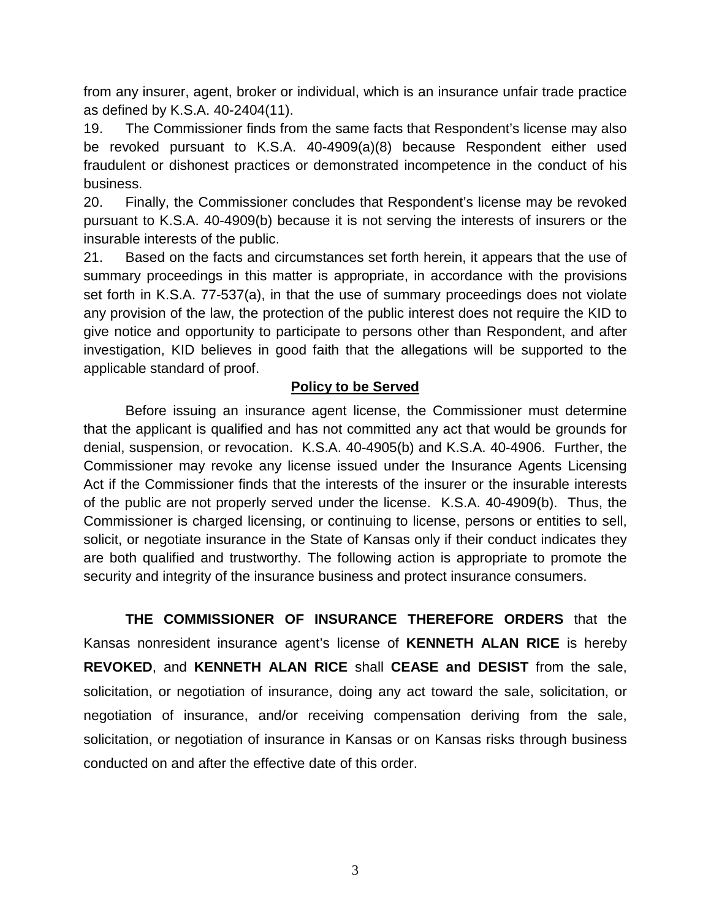from any insurer, agent, broker or individual, which is an insurance unfair trade practice as defined by K.S.A. 40-2404(11).

19. The Commissioner finds from the same facts that Respondent's license may also be revoked pursuant to K.S.A. 40-4909(a)(8) because Respondent either used fraudulent or dishonest practices or demonstrated incompetence in the conduct of his business.

20. Finally, the Commissioner concludes that Respondent's license may be revoked pursuant to K.S.A. 40-4909(b) because it is not serving the interests of insurers or the insurable interests of the public.

21. Based on the facts and circumstances set forth herein, it appears that the use of summary proceedings in this matter is appropriate, in accordance with the provisions set forth in K.S.A. 77-537(a), in that the use of summary proceedings does not violate any provision of the law, the protection of the public interest does not require the KID to give notice and opportunity to participate to persons other than Respondent, and after investigation, KID believes in good faith that the allegations will be supported to the applicable standard of proof.

## Policy to be Served

Before issuing an insurance agent license, the Commissioner must determine that the applicant is qualified and has not committed any act that would be grounds for denial, suspension, or revocation. K.S.A. 40-4905(b) and K.S.A. 40-4906. Further, the Commissioner may revoke any license issued under the Insurance Agents Licensing Act if the Commissioner finds that the interests of the insurer or the insurable interests of the public are not properly served under the license. K.S.A. 40-4909(b). Thus, the Commissioner is charged licensing, or continuing to license, persons or entities to sell, solicit, or negotiate insurance in the State of Kansas only if their conduct indicates they are both qualified and trustworthy. The following action is appropriate to promote the security and integrity of the insurance business and protect insurance consumers.

**THE COMMISSIONER OF INSURANCE THEREFORE ORDERS** that the Kansas nonresident insurance agent's license of **KENNETH ALAN RICE** is hereby **REVOKED**, and **KENNETH ALAN RICE** shall **CEASE and DESIST** from the sale, solicitation, or negotiation of insurance, doing any act toward the sale, solicitation, or negotiation of insurance, and/or receiving compensation deriving from the sale, solicitation, or negotiation of insurance in Kansas or on Kansas risks through business conducted on and after the effective date of this order.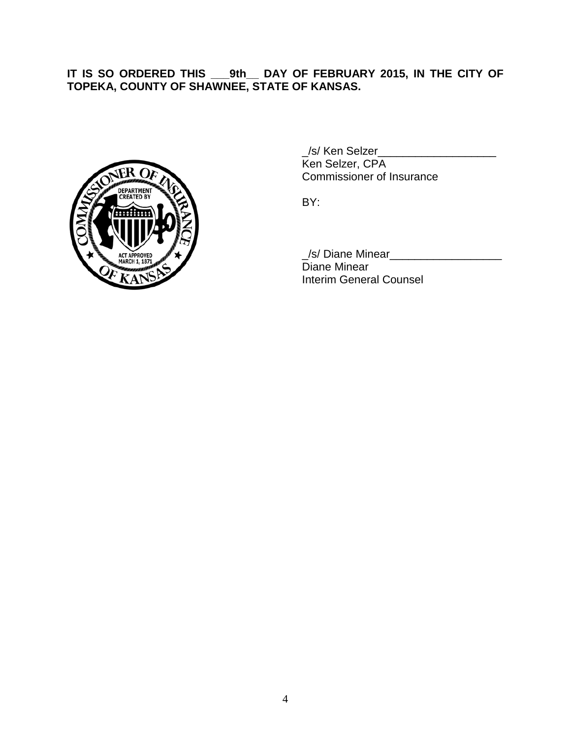**IT IS SO ORDERED THIS ___9th__ DAY OF FEBRUARY 2015, IN THE CITY OF TOPEKA, COUNTY OF SHAWNEE, STATE OF KANSAS.**

_/s/ Ken Selzer___________________
Ken Selzer, CPA
Commissioner of Insurance

BY:

_/s/ Diane Minear__________________
Diane Minear
Interim General Counsel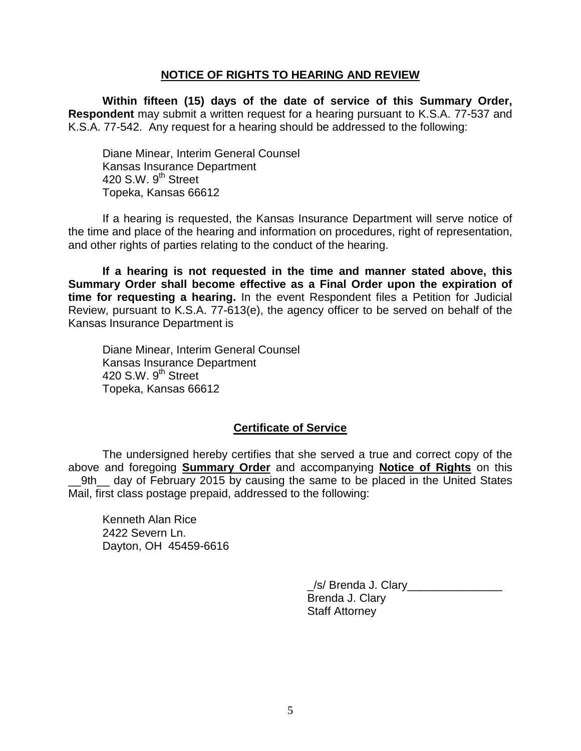## NOTICE OF RIGHTS TO HEARING AND REVIEW

**Within fifteen (15) days of the date of service of this Summary Order, Respondent** may submit a written request for a hearing pursuant to K.S.A. 77-537 and K.S.A. 77-542. Any request for a hearing should be addressed to the following:

Diane Minear, Interim General Counsel
Kansas Insurance Department
420 S.W. 9th Street
Topeka, Kansas 66612

If a hearing is requested, the Kansas Insurance Department will serve notice of the time and place of the hearing and information on procedures, right of representation, and other rights of parties relating to the conduct of the hearing.

**If a hearing is not requested in the time and manner stated above, this Summary Order shall become effective as a Final Order upon the expiration of time for requesting a hearing.** In the event Respondent files a Petition for Judicial Review, pursuant to K.S.A. 77-613(e), the agency officer to be served on behalf of the Kansas Insurance Department is

Diane Minear, Interim General Counsel
Kansas Insurance Department
420 S.W. 9th Street
Topeka, Kansas 66612

## Certificate of Service

The undersigned hereby certifies that she served a true and correct copy of the above and foregoing **Summary Order** and accompanying **Notice of Rights** on this __9th__ day of February 2015 by causing the same to be placed in the United States Mail, first class postage prepaid, addressed to the following:

Kenneth Alan Rice
2422 Severn Ln.
Dayton, OH 45459-6616

_/s/ Brenda J. Clary_______________
Brenda J. Clary
Staff Attorney